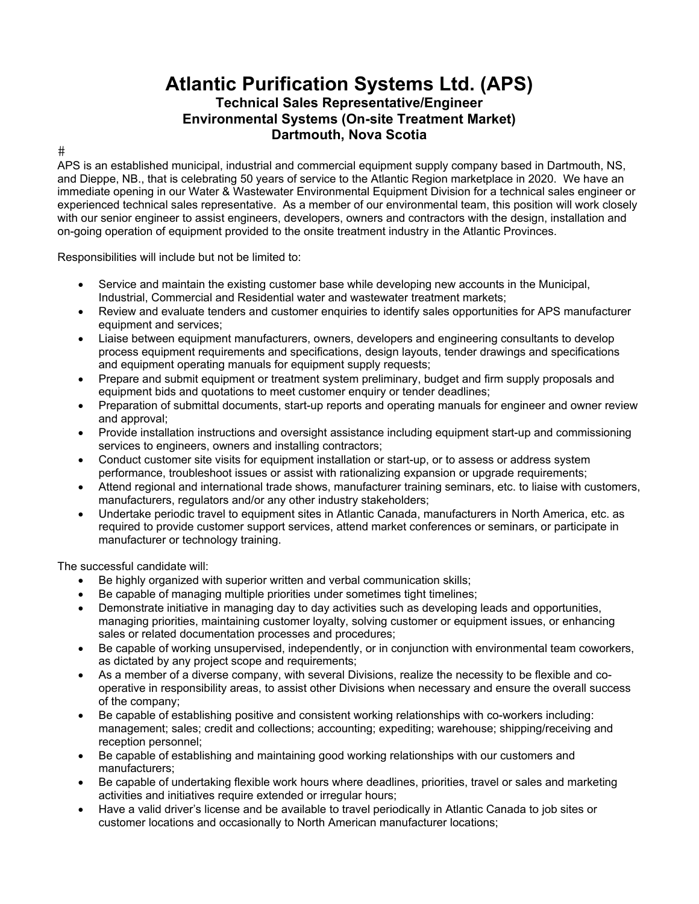# Atlantic Purification Systems Ltd. (APS)

## Technical Sales Representative/Engineer
## Environmental Systems (On-site Treatment Market)
## Dartmouth, Nova Scotia

#

APS is an established municipal, industrial and commercial equipment supply company based in Dartmouth, NS, and Dieppe, NB., that is celebrating 50 years of service to the Atlantic Region marketplace in 2020. We have an immediate opening in our Water & Wastewater Environmental Equipment Division for a technical sales engineer or experienced technical sales representative. As a member of our environmental team, this position will work closely with our senior engineer to assist engineers, developers, owners and contractors with the design, installation and on-going operation of equipment provided to the onsite treatment industry in the Atlantic Provinces.

Responsibilities will include but not be limited to:

- Service and maintain the existing customer base while developing new accounts in the Municipal, Industrial, Commercial and Residential water and wastewater treatment markets;
- Review and evaluate tenders and customer enquiries to identify sales opportunities for APS manufacturer equipment and services;
- Liaise between equipment manufacturers, owners, developers and engineering consultants to develop process equipment requirements and specifications, design layouts, tender drawings and specifications and equipment operating manuals for equipment supply requests;
- Prepare and submit equipment or treatment system preliminary, budget and firm supply proposals and equipment bids and quotations to meet customer enquiry or tender deadlines;
- Preparation of submittal documents, start-up reports and operating manuals for engineer and owner review and approval;
- Provide installation instructions and oversight assistance including equipment start-up and commissioning services to engineers, owners and installing contractors;
- Conduct customer site visits for equipment installation or start-up, or to assess or address system performance, troubleshoot issues or assist with rationalizing expansion or upgrade requirements;
- Attend regional and international trade shows, manufacturer training seminars, etc. to liaise with customers, manufacturers, regulators and/or any other industry stakeholders;
- Undertake periodic travel to equipment sites in Atlantic Canada, manufacturers in North America, etc. as required to provide customer support services, attend market conferences or seminars, or participate in manufacturer or technology training.

The successful candidate will:

- Be highly organized with superior written and verbal communication skills;
- Be capable of managing multiple priorities under sometimes tight timelines;
- Demonstrate initiative in managing day to day activities such as developing leads and opportunities, managing priorities, maintaining customer loyalty, solving customer or equipment issues, or enhancing sales or related documentation processes and procedures;
- Be capable of working unsupervised, independently, or in conjunction with environmental team coworkers, as dictated by any project scope and requirements;
- As a member of a diverse company, with several Divisions, realize the necessity to be flexible and co-operative in responsibility areas, to assist other Divisions when necessary and ensure the overall success of the company;
- Be capable of establishing positive and consistent working relationships with co-workers including: management; sales; credit and collections; accounting; expediting; warehouse; shipping/receiving and reception personnel;
- Be capable of establishing and maintaining good working relationships with our customers and manufacturers;
- Be capable of undertaking flexible work hours where deadlines, priorities, travel or sales and marketing activities and initiatives require extended or irregular hours;
- Have a valid driver's license and be available to travel periodically in Atlantic Canada to job sites or customer locations and occasionally to North American manufacturer locations;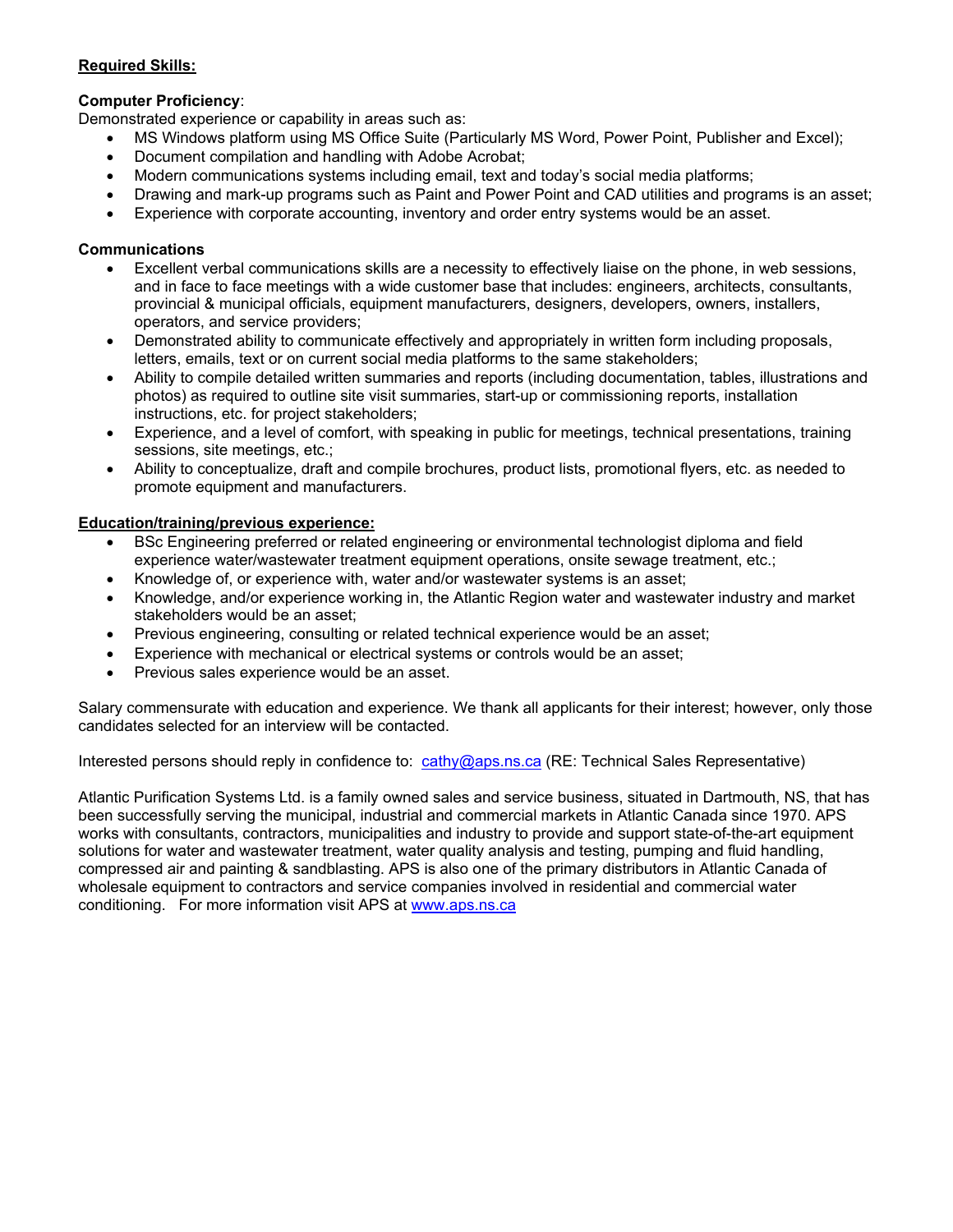**Required Skills:**

**Computer Proficiency**:
Demonstrated experience or capability in areas such as:

- MS Windows platform using MS Office Suite (Particularly MS Word, Power Point, Publisher and Excel);
- Document compilation and handling with Adobe Acrobat;
- Modern communications systems including email, text and today's social media platforms;
- Drawing and mark-up programs such as Paint and Power Point and CAD utilities and programs is an asset;
- Experience with corporate accounting, inventory and order entry systems would be an asset.

**Communications**

- Excellent verbal communications skills are a necessity to effectively liaise on the phone, in web sessions, and in face to face meetings with a wide customer base that includes: engineers, architects, consultants, provincial & municipal officials, equipment manufacturers, designers, developers, owners, installers, operators, and service providers;
- Demonstrated ability to communicate effectively and appropriately in written form including proposals, letters, emails, text or on current social media platforms to the same stakeholders;
- Ability to compile detailed written summaries and reports (including documentation, tables, illustrations and photos) as required to outline site visit summaries, start-up or commissioning reports, installation instructions, etc. for project stakeholders;
- Experience, and a level of comfort, with speaking in public for meetings, technical presentations, training sessions, site meetings, etc.;
- Ability to conceptualize, draft and compile brochures, product lists, promotional flyers, etc. as needed to promote equipment and manufacturers.

**Education/training/previous experience:**

- BSc Engineering preferred or related engineering or environmental technologist diploma and field experience water/wastewater treatment equipment operations, onsite sewage treatment, etc.;
- Knowledge of, or experience with, water and/or wastewater systems is an asset;
- Knowledge, and/or experience working in, the Atlantic Region water and wastewater industry and market stakeholders would be an asset;
- Previous engineering, consulting or related technical experience would be an asset;
- Experience with mechanical or electrical systems or controls would be an asset;
- Previous sales experience would be an asset.

Salary commensurate with education and experience. We thank all applicants for their interest; however, only those candidates selected for an interview will be contacted.

Interested persons should reply in confidence to: cathy@aps.ns.ca (RE: Technical Sales Representative)

Atlantic Purification Systems Ltd. is a family owned sales and service business, situated in Dartmouth, NS, that has been successfully serving the municipal, industrial and commercial markets in Atlantic Canada since 1970. APS works with consultants, contractors, municipalities and industry to provide and support state-of-the-art equipment solutions for water and wastewater treatment, water quality analysis and testing, pumping and fluid handling, compressed air and painting & sandblasting. APS is also one of the primary distributors in Atlantic Canada of wholesale equipment to contractors and service companies involved in residential and commercial water conditioning. For more information visit APS at www.aps.ns.ca